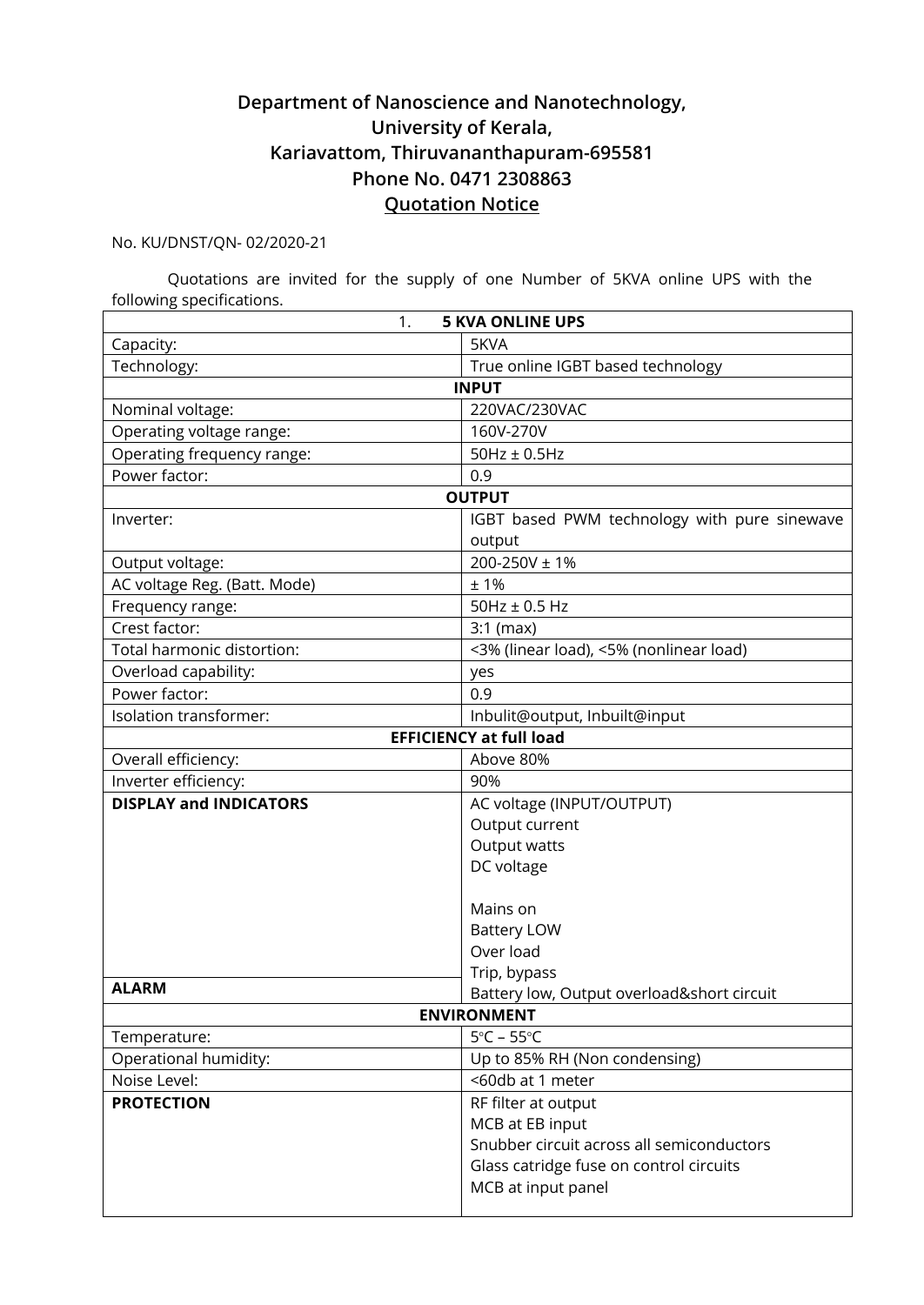# Department of Nanoscience and Nanotechnology,
# University of Kerala,
# Kariavattom, Thiruvananthapuram-695581
# Phone No. 0471 2308863
## Quotation Notice

No. KU/DNST/QN- 02/2020-21

Quotations are invited for the supply of one Number of 5KVA online UPS with the following specifications.

| 1. **5 KVA ONLINE UPS** | |
|---|---|
| Capacity: | 5KVA |
| Technology: | True online IGBT based technology |
| **INPUT** | |
| Nominal voltage: | 220VAC/230VAC |
| Operating voltage range: | 160V-270V |
| Operating frequency range: | 50Hz ± 0.5Hz |
| Power factor: | 0.9 |
| **OUTPUT** | |
| Inverter: | IGBT based PWM technology with pure sinewave output |
| Output voltage: | 200-250V ± 1% |
| AC voltage Reg. (Batt. Mode) | ± 1% |
| Frequency range: | 50Hz ± 0.5 Hz |
| Crest factor: | 3:1 (max) |
| Total harmonic distortion: | <3% (linear load), <5% (nonlinear load) |
| Overload capability: | yes |
| Power factor: | 0.9 |
| Isolation transformer: | Inbulit@output, Inbuilt@input |
| **EFFICIENCY at full load** | |
| Overall efficiency: | Above 80% |
| Inverter efficiency: | 90% |
| **DISPLAY and INDICATORS** | AC voltage (INPUT/OUTPUT)<br>Output current<br>Output watts<br>DC voltage<br><br>Mains on<br>Battery LOW<br>Over load<br>Trip, bypass |
| **ALARM** | Battery low, Output overload&short circuit |
| **ENVIRONMENT** | |
| Temperature: | 5°C – 55°C |
| Operational humidity: | Up to 85% RH (Non condensing) |
| Noise Level: | <60db at 1 meter |
| **PROTECTION** | RF filter at output<br>MCB at EB input<br>Snubber circuit across all semiconductors<br>Glass catridge fuse on control circuits<br>MCB at input panel |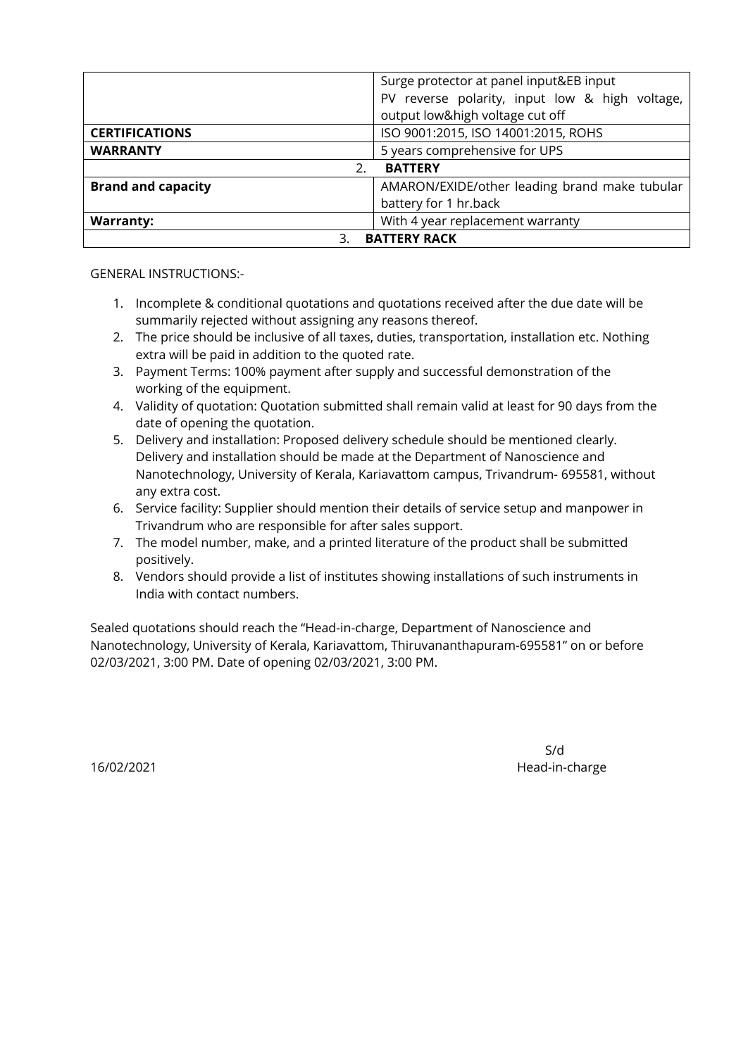| | |
|---|---|
| | Surge protector at panel input&EB input<br>PV reverse polarity, input low & high voltage, output low&high voltage cut off |
| **CERTIFICATIONS** | ISO 9001:2015, ISO 14001:2015, ROHS |
| **WARRANTY** | 5 years comprehensive for UPS |
| 2. **BATTERY** | |
| **Brand and capacity** | AMARON/EXIDE/other leading brand make tubular battery for 1 hr.back |
| **Warranty:** | With 4 year replacement warranty |
| 3. **BATTERY RACK** | |

GENERAL INSTRUCTIONS:-

1. Incomplete & conditional quotations and quotations received after the due date will be summarily rejected without assigning any reasons thereof.
2. The price should be inclusive of all taxes, duties, transportation, installation etc. Nothing extra will be paid in addition to the quoted rate.
3. Payment Terms: 100% payment after supply and successful demonstration of the working of the equipment.
4. Validity of quotation: Quotation submitted shall remain valid at least for 90 days from the date of opening the quotation.
5. Delivery and installation: Proposed delivery schedule should be mentioned clearly. Delivery and installation should be made at the Department of Nanoscience and Nanotechnology, University of Kerala, Kariavattom campus, Trivandrum- 695581, without any extra cost.
6. Service facility: Supplier should mention their details of service setup and manpower in Trivandrum who are responsible for after sales support.
7. The model number, make, and a printed literature of the product shall be submitted positively.
8. Vendors should provide a list of institutes showing installations of such instruments in India with contact numbers.

Sealed quotations should reach the "Head-in-charge, Department of Nanoscience and Nanotechnology, University of Kerala, Kariavattom, Thiruvananthapuram-695581" on or before 02/03/2021, 3:00 PM. Date of opening 02/03/2021, 3:00 PM.

S/d

16/02/2021 Head-in-charge